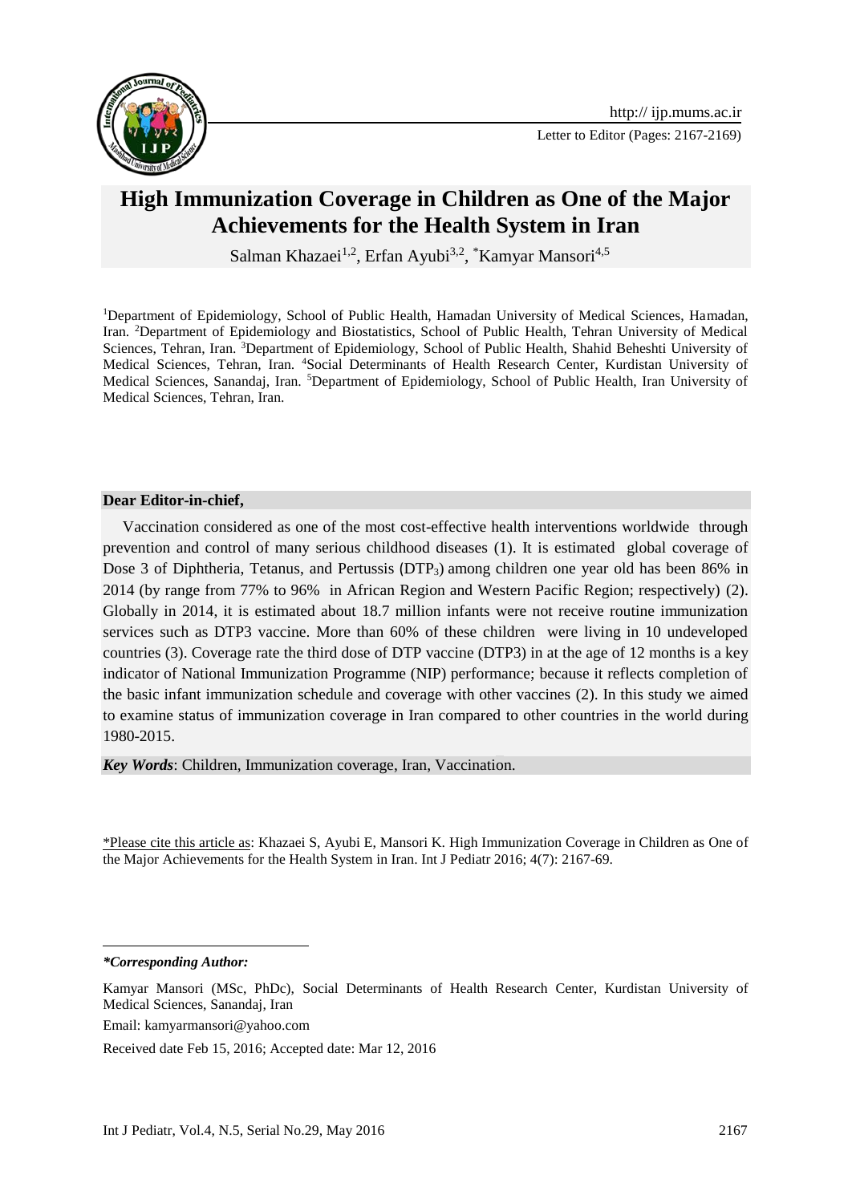# High Immunization Coverage in Children as One of the Major Achievements for the Health System in Iran

Salman Khazaei[1,2], Erfan Ayubi[3,2], *Kamyar Mansori[4,5]

[1]Department of Epidemiology, School of Public Health, Hamadan University of Medical Sciences, Hamadan, Iran. [2]Department of Epidemiology and Biostatistics, School of Public Health, Tehran University of Medical Sciences, Tehran, Iran. [3]Department of Epidemiology, School of Public Health, Shahid Beheshti University of Medical Sciences, Tehran, Iran. [4]Social Determinants of Health Research Center, Kurdistan University of Medical Sciences, Sanandaj, Iran. [5]Department of Epidemiology, School of Public Health, Iran University of Medical Sciences, Tehran, Iran.

**Dear Editor-in-chief,**

Vaccination considered as one of the most cost-effective health interventions worldwide through prevention and control of many serious childhood diseases (1). It is estimated global coverage of Dose 3 of Diphtheria, Tetanus, and Pertussis ($DTP_3$) among children one year old has been 86% in 2014 (by range from 77% to 96% in African Region and Western Pacific Region; respectively) (2). Globally in 2014, it is estimated about 18.7 million infants were not receive routine immunization services such as DTP3 vaccine. More than 60% of these children were living in 10 undeveloped countries (3). Coverage rate the third dose of DTP vaccine (DTP3) in at the age of 12 months is a key indicator of National Immunization Programme (NIP) performance; because it reflects completion of the basic infant immunization schedule and coverage with other vaccines (2). In this study we aimed to examine status of immunization coverage in Iran compared to other countries in the world during 1980-2015.

***Key Words***: Children, Immunization coverage, Iran, Vaccination.

\*Please cite this article as: Khazaei S, Ayubi E, Mansori K. High Immunization Coverage in Children as One of the Major Achievements for the Health System in Iran. Int J Pediatr 2016; 4(7): 2167-69.

***\*Corresponding Author:***

Kamyar Mansori (MSc, PhDc), Social Determinants of Health Research Center, Kurdistan University of Medical Sciences, Sanandaj, Iran

Email: kamyarmansori@yahoo.com

Received date Feb 15, 2016; Accepted date: Mar 12, 2016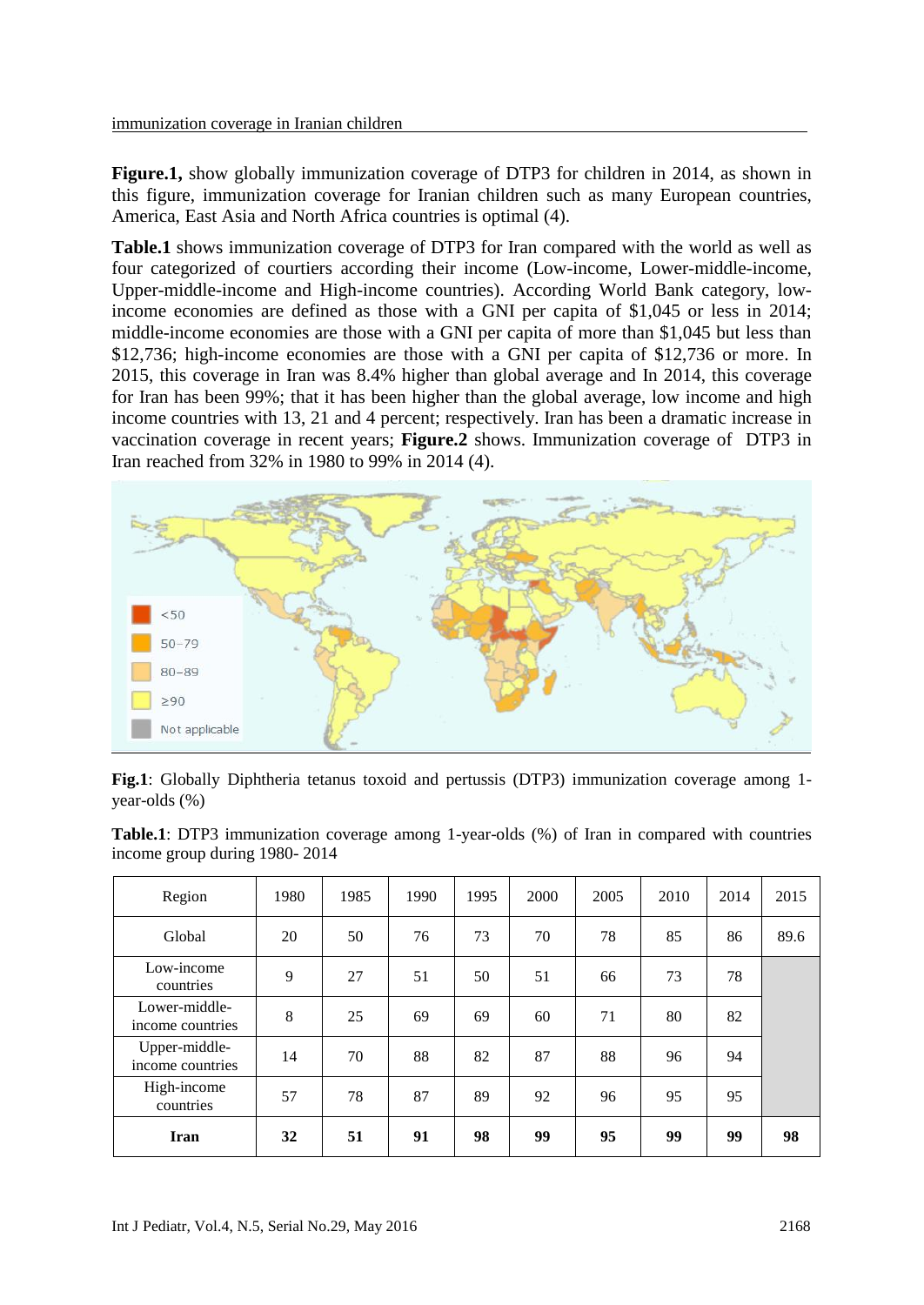**Figure.1,** show globally immunization coverage of DTP3 for children in 2014, as shown in this figure, immunization coverage for Iranian children such as many European countries, America, East Asia and North Africa countries is optimal (4).

**Table.1** shows immunization coverage of DTP3 for Iran compared with the world as well as four categorized of courtiers according their income (Low-income, Lower-middle-income, Upper-middle-income and High-income countries). According World Bank category, low-income economies are defined as those with a GNI per capita of $1,045 or less in 2014; middle-income economies are those with a GNI per capita of more than $1,045 but less than $12,736; high-income economies are those with a GNI per capita of $12,736 or more. In 2015, this coverage in Iran was 8.4% higher than global average and In 2014, this coverage for Iran has been 99%; that it has been higher than the global average, low income and high income countries with 13, 21 and 4 percent; respectively. Iran has been a dramatic increase in vaccination coverage in recent years; **Figure.2** shows. Immunization coverage of DTP3 in Iran reached from 32% in 1980 to 99% in 2014 (4).

**Fig.1**: Globally Diphtheria tetanus toxoid and pertussis (DTP3) immunization coverage among 1-year-olds (%)

**Table.1**: DTP3 immunization coverage among 1-year-olds (%) of Iran in compared with countries income group during 1980- 2014

| Region | 1980 | 1985 | 1990 | 1995 | 2000 | 2005 | 2010 | 2014 | 2015 |
|---|---|---|---|---|---|---|---|---|---|
| Global | 20 | 50 | 76 | 73 | 70 | 78 | 85 | 86 | 89.6 |
| Low-income countries | 9 | 27 | 51 | 50 | 51 | 66 | 73 | 78 | |
| Lower-middle-income countries | 8 | 25 | 69 | 69 | 60 | 71 | 80 | 82 | |
| Upper-middle-income countries | 14 | 70 | 88 | 82 | 87 | 88 | 96 | 94 | |
| High-income countries | 57 | 78 | 87 | 89 | 92 | 96 | 95 | 95 | |
| **Iran** | **32** | **51** | **91** | **98** | **99** | **95** | **99** | **99** | **98** |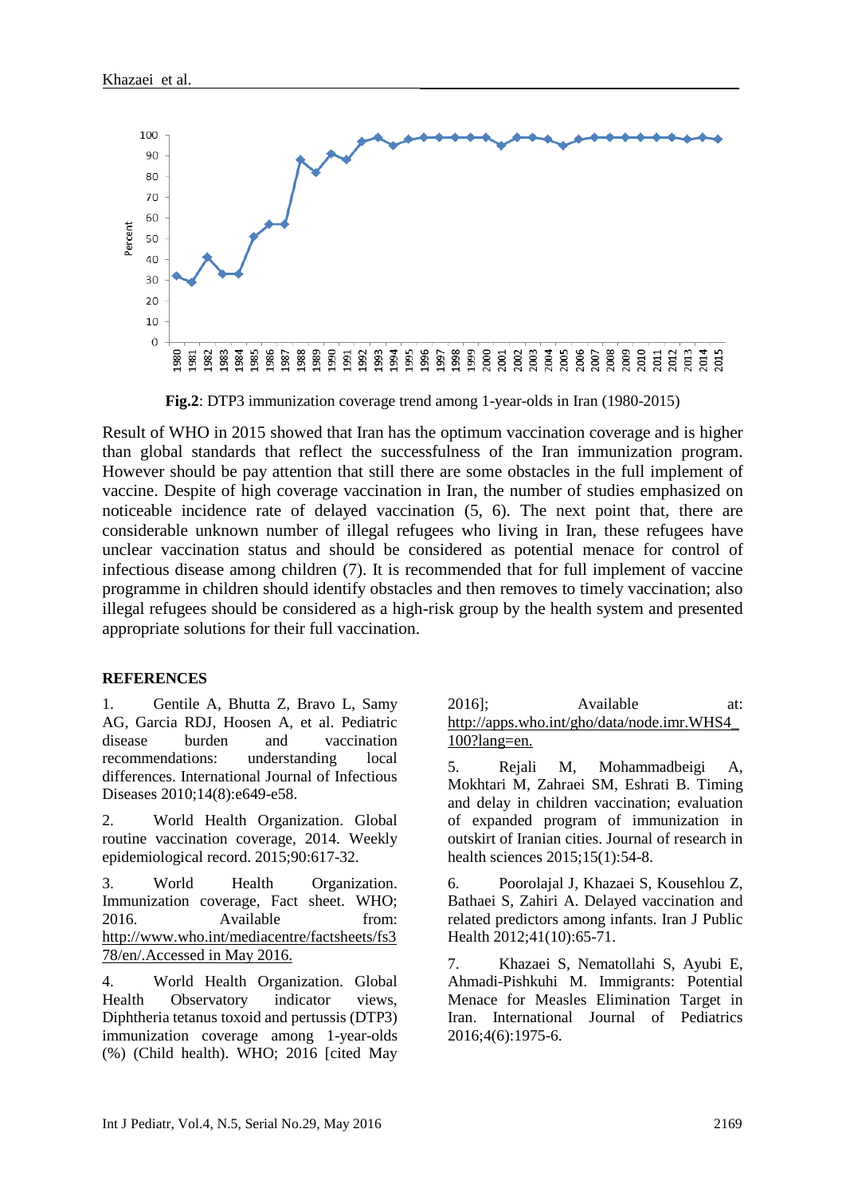100
90
80
70
60
50
40
30
20
10
0

Percent

1980 1981 1982 1983 1984 1985 1986 1987 1988 1989 1990 1991 1992 1993 1994 1995 1996 1997 1998 1999 2000 2001 2002 2003 2004 2005 2006 2007 2008 2009 2010 2011 2012 2013 2014 2015

**Fig.2**: DTP3 immunization coverage trend among 1-year-olds in Iran (1980-2015)

Result of WHO in 2015 showed that Iran has the optimum vaccination coverage and is higher than global standards that reflect the successfulness of the Iran immunization program. However should be pay attention that still there are some obstacles in the full implement of vaccine. Despite of high coverage vaccination in Iran, the number of studies emphasized on noticeable incidence rate of delayed vaccination (5, 6). The next point that, there are considerable unknown number of illegal refugees who living in Iran, these refugees have unclear vaccination status and should be considered as potential menace for control of infectious disease among children (7). It is recommended that for full implement of vaccine programme in children should identify obstacles and then removes to timely vaccination; also illegal refugees should be considered as a high-risk group by the health system and presented appropriate solutions for their full vaccination.

## REFERENCES

1. Gentile A, Bhutta Z, Bravo L, Samy AG, Garcia RDJ, Hoosen A, et al. Pediatric disease burden and vaccination recommendations: understanding local differences. International Journal of Infectious Diseases 2010;14(8):e649-e58.

2. World Health Organization. Global routine vaccination coverage, 2014. Weekly epidemiological record. 2015;90:617-32.

3. World Health Organization. Immunization coverage, Fact sheet. WHO; 2016. Available from: http://www.who.int/mediacentre/factsheets/fs378/en/.Accessed in May 2016.

4. World Health Organization. Global Health Observatory indicator views, Diphtheria tetanus toxoid and pertussis (DTP3) immunization coverage among 1-year-olds (%) (Child health). WHO; 2016 [cited May 2016]; Available at: http://apps.who.int/gho/data/node.imr.WHS4_100?lang=en.

5. Rejali M, Mohammadbeigi A, Mokhtari M, Zahraei SM, Eshrati B. Timing and delay in children vaccination; evaluation of expanded program of immunization in outskirt of Iranian cities. Journal of research in health sciences 2015;15(1):54-8.

6. Poorolajal J, Khazaei S, Kousehlou Z, Bathaei S, Zahiri A. Delayed vaccination and related predictors among infants. Iran J Public Health 2012;41(10):65-71.

7. Khazaei S, Nematollahi S, Ayubi E, Ahmadi-Pishkuhi M. Immigrants: Potential Menace for Measles Elimination Target in Iran. International Journal of Pediatrics 2016;4(6):1975-6.